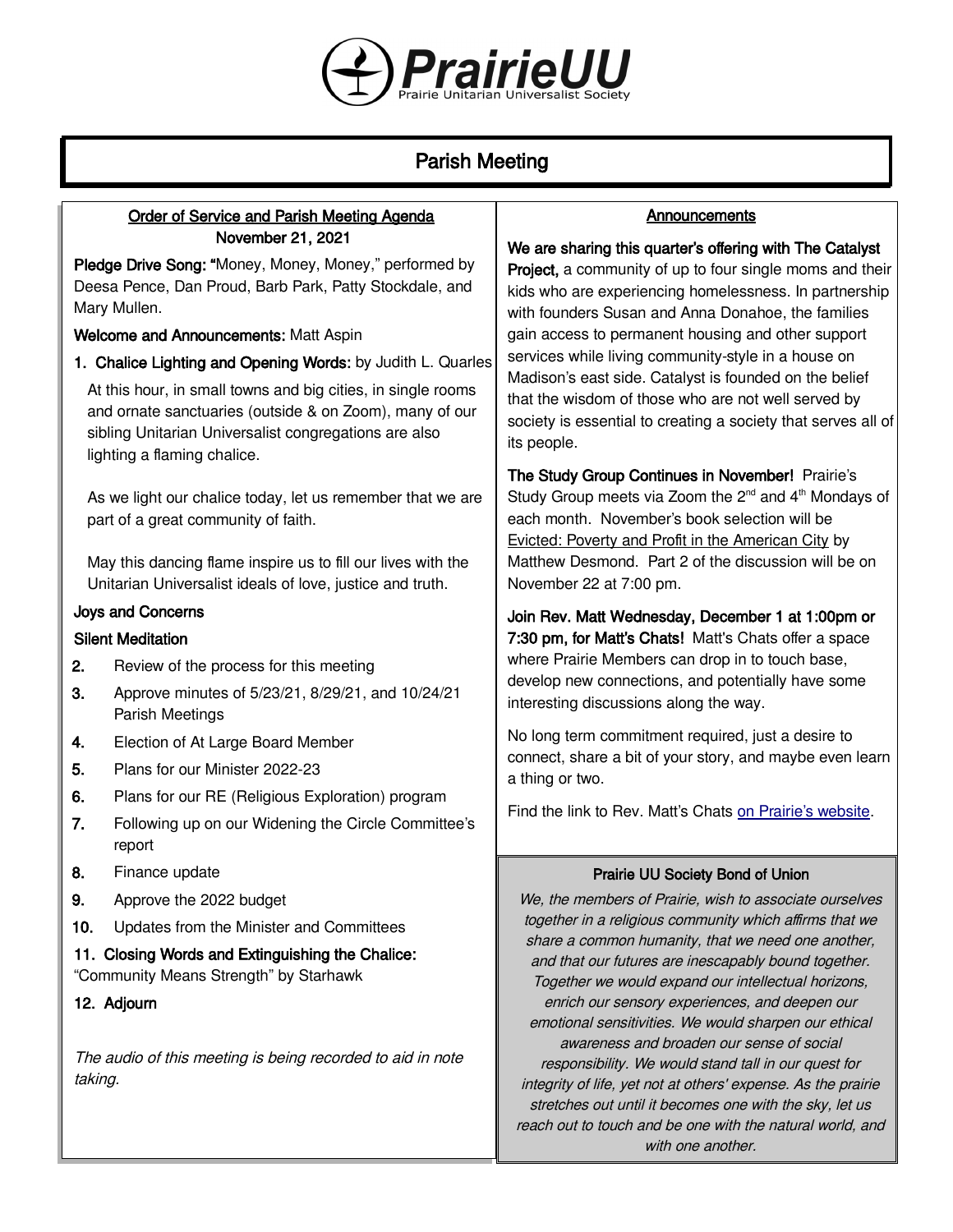# PrairieUU

Prairie Unitarian Universalist Society

## Parish Meeting

### Order of Service and Parish Meeting Agenda

**November 21, 2021**

**Pledge Drive Song:** "Money, Money, Money," performed by Deesa Pence, Dan Proud, Barb Park, Patty Stockdale, and Mary Mullen.

**Welcome and Announcements:** Matt Aspin

1. **Chalice Lighting and Opening Words:** by Judith L. Quarles

   At this hour, in small towns and big cities, in single rooms and ornate sanctuaries (outside & on Zoom), many of our sibling Unitarian Universalist congregations are also lighting a flaming chalice.

   As we light our chalice today, let us remember that we are part of a great community of faith.

   May this dancing flame inspire us to fill our lives with the Unitarian Universalist ideals of love, justice and truth.

**Joys and Concerns**

**Silent Meditation**

2. Review of the process for this meeting
3. Approve minutes of 5/23/21, 8/29/21, and 10/24/21 Parish Meetings
4. Election of At Large Board Member
5. Plans for our Minister 2022-23
6. Plans for our RE (Religious Exploration) program
7. Following up on our Widening the Circle Committee's report
8. Finance update
9. Approve the 2022 budget
10. Updates from the Minister and Committees
11. **Closing Words and Extinguishing the Chalice:** "Community Means Strength" by Starhawk
12. **Adjourn**

*The audio of this meeting is being recorded to aid in note taking.*

### Announcements

**We are sharing this quarter's offering with The Catalyst Project,** a community of up to four single moms and their kids who are experiencing homelessness. In partnership with founders Susan and Anna Donahoe, the families gain access to permanent housing and other support services while living community-style in a house on Madison's east side. Catalyst is founded on the belief that the wisdom of those who are not well served by society is essential to creating a society that serves all of its people.

**The Study Group Continues in November!** Prairie's Study Group meets via Zoom the 2nd and 4th Mondays of each month. November's book selection will be Evicted: Poverty and Profit in the American City by Matthew Desmond. Part 2 of the discussion will be on November 22 at 7:00 pm.

**Join Rev. Matt Wednesday, December 1 at 1:00pm or 7:30 pm, for Matt's Chats!** Matt's Chats offer a space where Prairie Members can drop in to touch base, develop new connections, and potentially have some interesting discussions along the way.

No long term commitment required, just a desire to connect, share a bit of your story, and maybe even learn a thing or two.

Find the link to Rev. Matt's Chats on Prairie's website.

### Prairie UU Society Bond of Union

*We, the members of Prairie, wish to associate ourselves together in a religious community which affirms that we share a common humanity, that we need one another, and that our futures are inescapably bound together. Together we would expand our intellectual horizons, enrich our sensory experiences, and deepen our emotional sensitivities. We would sharpen our ethical awareness and broaden our sense of social responsibility. We would stand tall in our quest for integrity of life, yet not at others' expense. As the prairie stretches out until it becomes one with the sky, let us reach out to touch and be one with the natural world, and with one another.*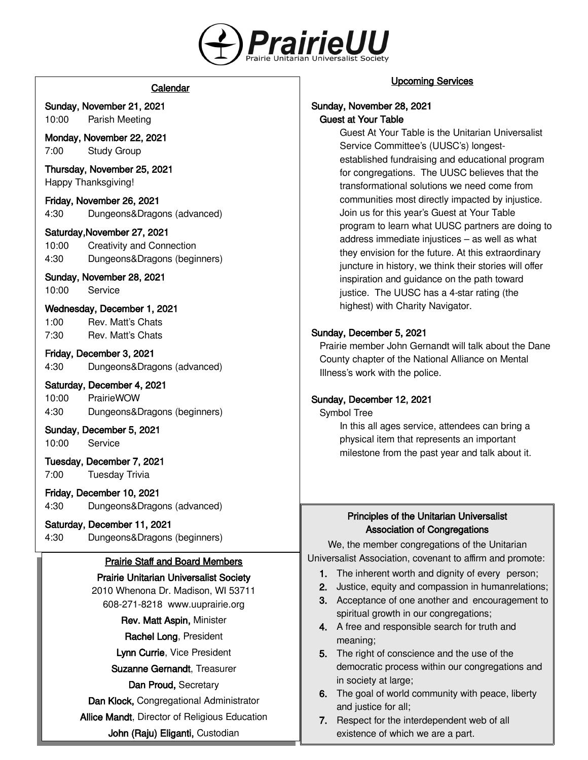# PrairieUU

Prairie Unitarian Universalist Society

## Calendar

**Sunday, November 21, 2021**
10:00 Parish Meeting

**Monday, November 22, 2021**
7:00 Study Group

**Thursday, November 25, 2021**
Happy Thanksgiving!

**Friday, November 26, 2021**
4:30 Dungeons&Dragons (advanced)

**Saturday,November 27, 2021**
10:00 Creativity and Connection
4:30 Dungeons&Dragons (beginners)

**Sunday, November 28, 2021**
10:00 Service

**Wednesday, December 1, 2021**
1:00 Rev. Matt's Chats
7:30 Rev. Matt's Chats

**Friday, December 3, 2021**
4:30 Dungeons&Dragons (advanced)

**Saturday, December 4, 2021**
10:00 PrairieWOW
4:30 Dungeons&Dragons (beginners)

**Sunday, December 5, 2021**
10:00 Service

**Tuesday, December 7, 2021**
7:00 Tuesday Trivia

**Friday, December 10, 2021**
4:30 Dungeons&Dragons (advanced)

**Saturday, December 11, 2021**
4:30 Dungeons&Dragons (beginners)

## Prairie Staff and Board Members

**Prairie Unitarian Universalist Society**
2010 Whenona Dr. Madison, WI 53711
608-271-8218 www.uuprairie.org

**Rev. Matt Aspin,** Minister
**Rachel Long**, President
**Lynn Currie**, Vice President
**Suzanne Gernandt**, Treasurer
**Dan Proud,** Secretary
**Dan Klock,** Congregational Administrator
**Allice Mandt**, Director of Religious Education
**John (Raju) Eliganti,** Custodian

## Upcoming Services

**Sunday, November 28, 2021**
**Guest at Your Table**

Guest At Your Table is the Unitarian Universalist Service Committee's (UUSC's) longest-established fundraising and educational program for congregations. The UUSC believes that the transformational solutions we need come from communities most directly impacted by injustice. Join us for this year's Guest at Your Table program to learn what UUSC partners are doing to address immediate injustices – as well as what they envision for the future. At this extraordinary juncture in history, we think their stories will offer inspiration and guidance on the path toward justice. The UUSC has a 4-star rating (the highest) with Charity Navigator.

**Sunday, December 5, 2021**
Prairie member John Gernandt will talk about the Dane County chapter of the National Alliance on Mental Illness's work with the police.

**Sunday, December 12, 2021**
Symbol Tree

In this all ages service, attendees can bring a physical item that represents an important milestone from the past year and talk about it.

## Principles of the Unitarian Universalist Association of Congregations

We, the member congregations of the Unitarian Universalist Association, covenant to affirm and promote:

1. The inherent worth and dignity of every person;
2. Justice, equity and compassion in humanrelations;
3. Acceptance of one another and encouragement to spiritual growth in our congregations;
4. A free and responsible search for truth and meaning;
5. The right of conscience and the use of the democratic process within our congregations and in society at large;
6. The goal of world community with peace, liberty and justice for all;
7. Respect for the interdependent web of all existence of which we are a part.